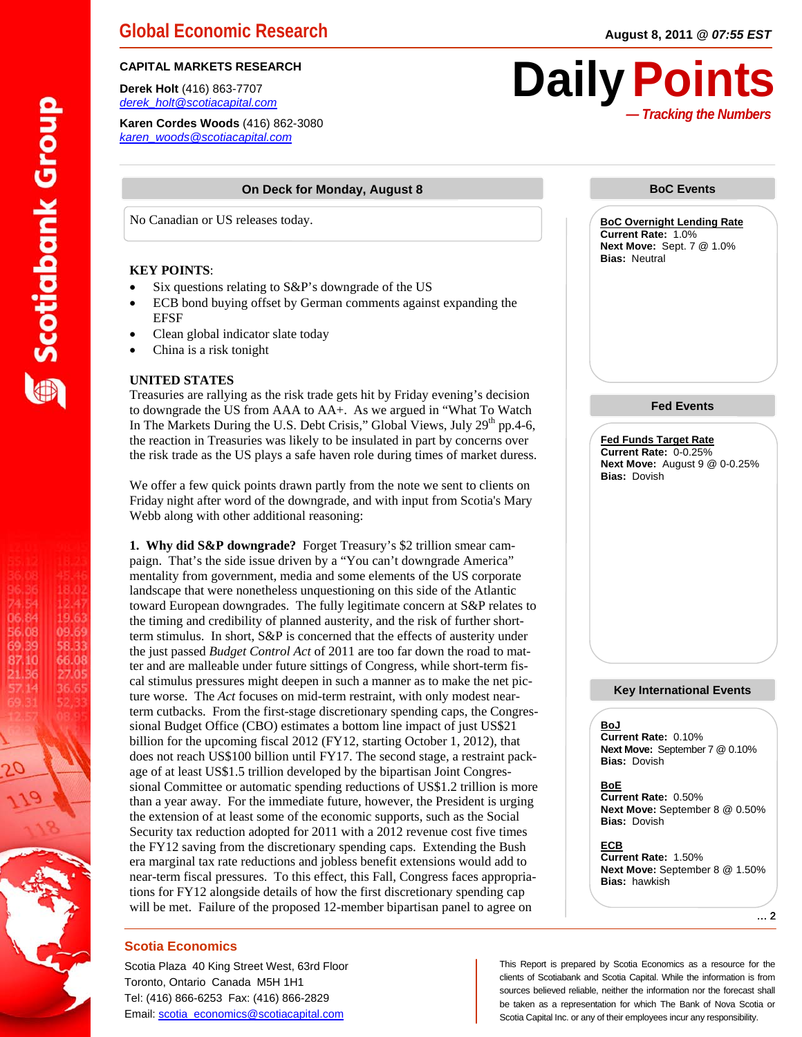# Global Economic Research

August 8, 2011 @ *07:55 EST*

**CAPITAL MARKETS RESEARCH**

**Derek Holt** (416) 863-7707
derek_holt@scotiacapital.com

**Karen Cordes Woods** (416) 862-3080
karen_woods@scotiacapital.com

# Daily Points

***— Tracking the Numbers***

## On Deck for Monday, August 8

No Canadian or US releases today.

**KEY POINTS**:

- Six questions relating to S&P's downgrade of the US
- ECB bond buying offset by German comments against expanding the EFSF
- Clean global indicator slate today
- China is a risk tonight

**UNITED STATES**

Treasuries are rallying as the risk trade gets hit by Friday evening's decision to downgrade the US from AAA to AA+. As we argued in "What To Watch In The Markets During the U.S. Debt Crisis," Global Views, July 29th pp.4-6, the reaction in Treasuries was likely to be insulated in part by concerns over the risk trade as the US plays a safe haven role during times of market duress.

We offer a few quick points drawn partly from the note we sent to clients on Friday night after word of the downgrade, and with input from Scotia's Mary Webb along with other additional reasoning:

**1. Why did S&P downgrade?** Forget Treasury's $2 trillion smear campaign. That's the side issue driven by a "You can't downgrade America" mentality from government, media and some elements of the US corporate landscape that were nonetheless unquestioning on this side of the Atlantic toward European downgrades. The fully legitimate concern at S&P relates to the timing and credibility of planned austerity, and the risk of further short-term stimulus. In short, S&P is concerned that the effects of austerity under the just passed *Budget Control Act* of 2011 are too far down the road to matter and are malleable under future sittings of Congress, while short-term fiscal stimulus pressures might deepen in such a manner as to make the net picture worse. The *Act* focuses on mid-term restraint, with only modest near-term cutbacks. From the first-stage discretionary spending caps, the Congressional Budget Office (CBO) estimates a bottom line impact of just US$21 billion for the upcoming fiscal 2012 (FY12, starting October 1, 2012), that does not reach US$100 billion until FY17. The second stage, a restraint package of at least US$1.5 trillion developed by the bipartisan Joint Congressional Committee or automatic spending reductions of US$1.2 trillion is more than a year away. For the immediate future, however, the President is urging the extension of at least some of the economic supports, such as the Social Security tax reduction adopted for 2011 with a 2012 revenue cost five times the FY12 saving from the discretionary spending caps. Extending the Bush era marginal tax rate reductions and jobless benefit extensions would add to near-term fiscal pressures. To this effect, this Fall, Congress faces appropriations for FY12 alongside details of how the first discretionary spending cap will be met. Failure of the proposed 12-member bipartisan panel to agree on

## BoC Events

**BoC Overnight Lending Rate**
**Current Rate:** 1.0%
**Next Move:** Sept. 7 @ 1.0%
**Bias:** Neutral

## Fed Events

**Fed Funds Target Rate**
**Current Rate:** 0-0.25%
**Next Move:** August 9 @ 0-0.25%
**Bias:** Dovish

## Key International Events

**BoJ**
**Current Rate:** 0.10%
**Next Move:** September 7 @ 0.10%
**Bias:** Dovish

**BoE**
**Current Rate:** 0.50%
**Next Move:** September 8 @ 0.50%
**Bias:** Dovish

**ECB**
**Current Rate:** 1.50%
**Next Move:** September 8 @ 1.50%
**Bias:** hawkish

... 2

**Scotia Economics**

Scotia Plaza 40 King Street West, 63rd Floor
Toronto, Ontario Canada M5H 1H1
Tel: (416) 866-6253 Fax: (416) 866-2829
Email: scotia_economics@scotiacapital.com

This Report is prepared by Scotia Economics as a resource for the clients of Scotiabank and Scotia Capital. While the information is from sources believed reliable, neither the information nor the forecast shall be taken as a representation for which The Bank of Nova Scotia or Scotia Capital Inc. or any of their employees incur any responsibility.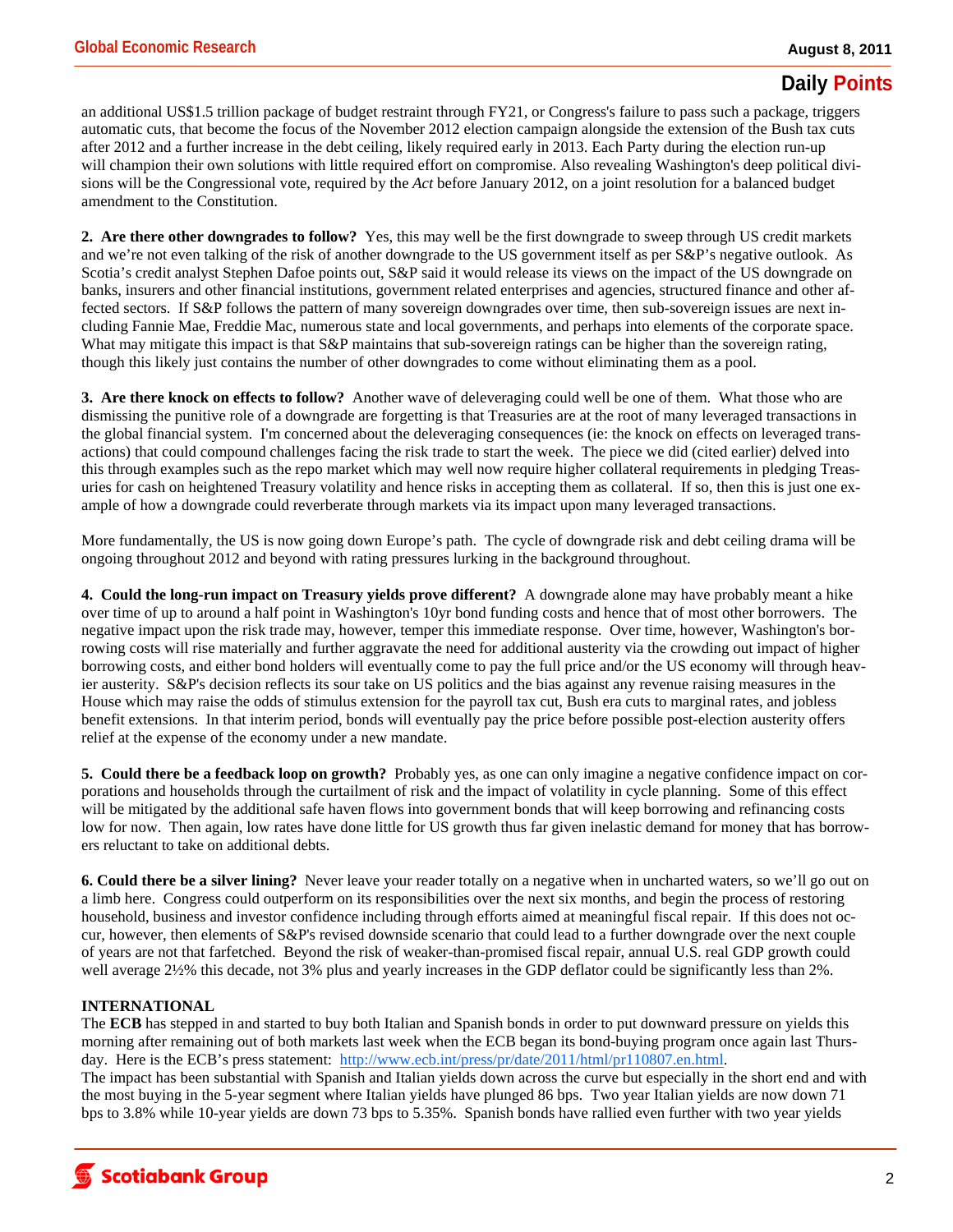an additional US$1.5 trillion package of budget restraint through FY21, or Congress's failure to pass such a package, triggers automatic cuts, that become the focus of the November 2012 election campaign alongside the extension of the Bush tax cuts after 2012 and a further increase in the debt ceiling, likely required early in 2013. Each Party during the election run-up will champion their own solutions with little required effort on compromise. Also revealing Washington's deep political divisions will be the Congressional vote, required by the *Act* before January 2012, on a joint resolution for a balanced budget amendment to the Constitution.

**2. Are there other downgrades to follow?** Yes, this may well be the first downgrade to sweep through US credit markets and we're not even talking of the risk of another downgrade to the US government itself as per S&P's negative outlook. As Scotia's credit analyst Stephen Dafoe points out, S&P said it would release its views on the impact of the US downgrade on banks, insurers and other financial institutions, government related enterprises and agencies, structured finance and other affected sectors. If S&P follows the pattern of many sovereign downgrades over time, then sub-sovereign issues are next including Fannie Mae, Freddie Mac, numerous state and local governments, and perhaps into elements of the corporate space. What may mitigate this impact is that S&P maintains that sub-sovereign ratings can be higher than the sovereign rating, though this likely just contains the number of other downgrades to come without eliminating them as a pool.

**3. Are there knock on effects to follow?** Another wave of deleveraging could well be one of them. What those who are dismissing the punitive role of a downgrade are forgetting is that Treasuries are at the root of many leveraged transactions in the global financial system. I'm concerned about the deleveraging consequences (ie: the knock on effects on leveraged transactions) that could compound challenges facing the risk trade to start the week. The piece we did (cited earlier) delved into this through examples such as the repo market which may well now require higher collateral requirements in pledging Treasuries for cash on heightened Treasury volatility and hence risks in accepting them as collateral. If so, then this is just one example of how a downgrade could reverberate through markets via its impact upon many leveraged transactions.

More fundamentally, the US is now going down Europe's path. The cycle of downgrade risk and debt ceiling drama will be ongoing throughout 2012 and beyond with rating pressures lurking in the background throughout.

**4. Could the long-run impact on Treasury yields prove different?** A downgrade alone may have probably meant a hike over time of up to around a half point in Washington's 10yr bond funding costs and hence that of most other borrowers. The negative impact upon the risk trade may, however, temper this immediate response. Over time, however, Washington's borrowing costs will rise materially and further aggravate the need for additional austerity via the crowding out impact of higher borrowing costs, and either bond holders will eventually come to pay the full price and/or the US economy will through heavier austerity. S&P's decision reflects its sour take on US politics and the bias against any revenue raising measures in the House which may raise the odds of stimulus extension for the payroll tax cut, Bush era cuts to marginal rates, and jobless benefit extensions. In that interim period, bonds will eventually pay the price before possible post-election austerity offers relief at the expense of the economy under a new mandate.

**5. Could there be a feedback loop on growth?** Probably yes, as one can only imagine a negative confidence impact on corporations and households through the curtailment of risk and the impact of volatility in cycle planning. Some of this effect will be mitigated by the additional safe haven flows into government bonds that will keep borrowing and refinancing costs low for now. Then again, low rates have done little for US growth thus far given inelastic demand for money that has borrowers reluctant to take on additional debts.

**6. Could there be a silver lining?** Never leave your reader totally on a negative when in uncharted waters, so we'll go out on a limb here. Congress could outperform on its responsibilities over the next six months, and begin the process of restoring household, business and investor confidence including through efforts aimed at meaningful fiscal repair. If this does not occur, however, then elements of S&P's revised downside scenario that could lead to a further downgrade over the next couple of years are not that farfetched. Beyond the risk of weaker-than-promised fiscal repair, annual U.S. real GDP growth could well average 2½% this decade, not 3% plus and yearly increases in the GDP deflator could be significantly less than 2%.

**INTERNATIONAL**

The **ECB** has stepped in and started to buy both Italian and Spanish bonds in order to put downward pressure on yields this morning after remaining out of both markets last week when the ECB began its bond-buying program once again last Thursday. Here is the ECB's press statement: http://www.ecb.int/press/pr/date/2011/html/pr110807.en.html.

The impact has been substantial with Spanish and Italian yields down across the curve but especially in the short end and with the most buying in the 5-year segment where Italian yields have plunged 86 bps. Two year Italian yields are now down 71 bps to 3.8% while 10-year yields are down 73 bps to 5.35%. Spanish bonds have rallied even further with two year yields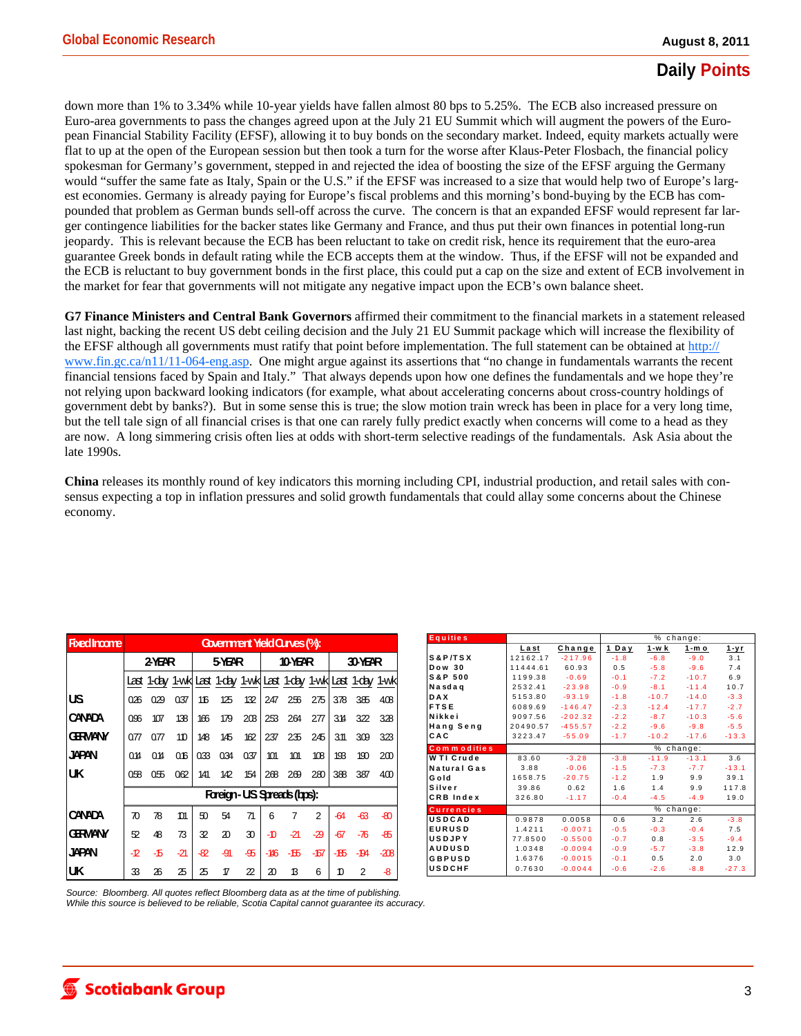down more than 1% to 3.34% while 10-year yields have fallen almost 80 bps to 5.25%. The ECB also increased pressure on Euro-area governments to pass the changes agreed upon at the July 21 EU Summit which will augment the powers of the European Financial Stability Facility (EFSF), allowing it to buy bonds on the secondary market. Indeed, equity markets actually were flat to up at the open of the European session but then took a turn for the worse after Klaus-Peter Flosbach, the financial policy spokesman for Germany's government, stepped in and rejected the idea of boosting the size of the EFSF arguing the Germany would "suffer the same fate as Italy, Spain or the U.S." if the EFSF was increased to a size that would help two of Europe's largest economies. Germany is already paying for Europe's fiscal problems and this morning's bond-buying by the ECB has compounded that problem as German bunds sell-off across the curve. The concern is that an expanded EFSF would represent far larger contingence liabilities for the backer states like Germany and France, and thus put their own finances in potential long-run jeopardy. This is relevant because the ECB has been reluctant to take on credit risk, hence its requirement that the euro-area guarantee Greek bonds in default rating while the ECB accepts them at the window. Thus, if the EFSF will not be expanded and the ECB is reluctant to buy government bonds in the first place, this could put a cap on the size and extent of ECB involvement in the market for fear that governments will not mitigate any negative impact upon the ECB's own balance sheet.

**G7 Finance Ministers and Central Bank Governors** affirmed their commitment to the financial markets in a statement released last night, backing the recent US debt ceiling decision and the July 21 EU Summit package which will increase the flexibility of the EFSF although all governments must ratify that point before implementation. The full statement can be obtained at http://www.fin.gc.ca/n11/11-064-eng.asp. One might argue against its assertions that "no change in fundamentals warrants the recent financial tensions faced by Spain and Italy." That always depends upon how one defines the fundamentals and we hope they're not relying upon backward looking indicators (for example, what about accelerating concerns about cross-country holdings of government debt by banks?). But in some sense this is true; the slow motion train wreck has been in place for a very long time, but the tell tale sign of all financial crises is that one can rarely fully predict exactly when concerns will come to a head as they are now. A long simmering crisis often lies at odds with short-term selective readings of the fundamentals. Ask Asia about the late 1990s.

**China** releases its monthly round of key indicators this morning including CPI, industrial production, and retail sales with consensus expecting a top in inflation pressures and solid growth fundamentals that could allay some concerns about the Chinese economy.

| Fixed Income | Government Yield Curves (%): | | | | | | | | | | | |
|---|---|---|---|---|---|---|---|---|---|---|---|---|
| | 2-YEAR | | | 5-YEAR | | | 10-YEAR | | | 30-YEAR | | |
| | Last | 1-day | 1-wk | Last | 1-day | 1-wk | Last | 1-day | 1-wk | Last | 1-day | 1-wk |
| US | 0.26 | 0.29 | 0.37 | 1.16 | 1.25 | 1.32 | 2.47 | 2.56 | 2.75 | 3.78 | 3.85 | 4.08 |
| CANADA | 0.96 | 1.07 | 1.38 | 1.66 | 1.79 | 2.08 | 2.53 | 2.64 | 2.77 | 3.14 | 3.22 | 3.28 |
| GERMANY | 0.77 | 0.77 | 1.10 | 1.48 | 1.45 | 1.62 | 2.37 | 2.35 | 2.45 | 3.11 | 3.09 | 3.23 |
| JAPAN | 0.14 | 0.14 | 0.16 | 0.33 | 0.34 | 0.37 | 1.01 | 1.01 | 1.08 | 1.93 | 1.90 | 2.00 |
| UK | 0.58 | 0.55 | 0.62 | 1.41 | 1.42 | 1.54 | 2.68 | 2.69 | 2.80 | 3.88 | 3.87 | 4.00 |
| | Foreign - US Spreads (bps): | | | | | | | | | | | |
| CANADA | 70 | 78 | 101 | 50 | 54 | 71 | 6 | 7 | 2 | -64 | -63 | -80 |
| GERMANY | 52 | 48 | 73 | 32 | 20 | 30 | -10 | -21 | -29 | -67 | -76 | -85 |
| JAPAN | -12 | -15 | -21 | -82 | -91 | -95 | -146 | -155 | -167 | -185 | -194 | -208 |
| UK | 33 | 26 | 25 | 25 | 17 | 22 | 20 | 13 | 6 | 10 | 2 | -8 |

| Equities | | | % change: | | | |
|---|---|---|---|---|---|---|
| | Last | Change | 1 Day | 1-wk | 1-mo | 1-yr |
| S&P/TSX | 12162.17 | -217.96 | -1.8 | -6.8 | -9.0 | 3.1 |
| Dow 30 | 11444.61 | 60.93 | 0.5 | -5.8 | -9.6 | 7.4 |
| S&P 500 | 1199.38 | -0.69 | -0.1 | -7.2 | -10.7 | 6.9 |
| Nasdaq | 2532.41 | -23.98 | -0.9 | -8.1 | -11.4 | 10.7 |
| DAX | 5153.80 | -93.19 | -1.8 | -10.7 | -14.0 | -3.3 |
| FTSE | 6089.69 | -146.47 | -2.3 | -12.4 | -17.7 | -2.7 |
| Nikkei | 9097.56 | -202.32 | -2.2 | -8.7 | -10.3 | -5.6 |
| Hang Seng | 20490.57 | -455.57 | -2.2 | -9.6 | -9.8 | -5.5 |
| CAC | 3223.47 | -55.09 | -1.7 | -10.2 | -17.6 | -13.3 |
| **Commodities** | | | % change: | | | |
| WTI Crude | 83.60 | -3.28 | -3.8 | -11.9 | -13.1 | 3.6 |
| Natural Gas | 3.88 | -0.06 | -1.5 | -7.3 | -7.7 | -13.1 |
| Gold | 1658.75 | -20.75 | -1.2 | 1.9 | 9.9 | 39.1 |
| Silver | 39.86 | 0.62 | 1.6 | 1.4 | 9.9 | 117.8 |
| CRB Index | 326.80 | -1.17 | -0.4 | -4.5 | -4.9 | 19.0 |
| **Currencies** | | | % change: | | | |
| USDCAD | 0.9878 | 0.0058 | 0.6 | 3.2 | 2.6 | -3.8 |
| EURUSD | 1.4211 | -0.0071 | -0.5 | -0.3 | -0.4 | 7.5 |
| USDJPY | 77.8500 | -0.5500 | -0.7 | 0.8 | -3.5 | -9.4 |
| AUDUSD | 1.0348 | -0.0094 | -0.9 | -5.7 | -3.8 | 12.9 |
| GBPUSD | 1.6376 | -0.0015 | -0.1 | 0.5 | 2.0 | 3.0 |
| USDCHF | 0.7630 | -0.0044 | -0.6 | -2.6 | -8.8 | -27.3 |

*Source: Bloomberg. All quotes reflect Bloomberg data as at the time of publishing.*
*While this source is believed to be reliable, Scotia Capital cannot guarantee its accuracy.*